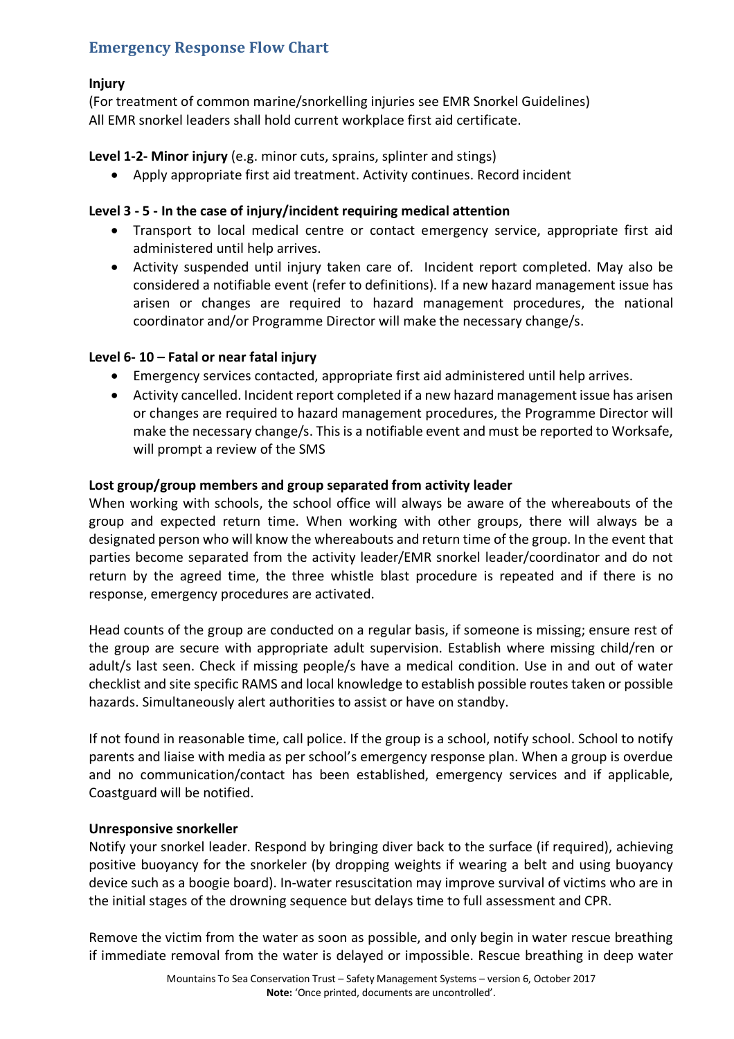## Emergency Response Flow Chart

**Injury**

(For treatment of common marine/snorkelling injuries see EMR Snorkel Guidelines)
All EMR snorkel leaders shall hold current workplace first aid certificate.

**Level 1-2- Minor injury** (e.g. minor cuts, sprains, splinter and stings)

- Apply appropriate first aid treatment. Activity continues. Record incident

**Level 3 - 5 - In the case of injury/incident requiring medical attention**

- Transport to local medical centre or contact emergency service, appropriate first aid administered until help arrives.
- Activity suspended until injury taken care of. Incident report completed. May also be considered a notifiable event (refer to definitions). If a new hazard management issue has arisen or changes are required to hazard management procedures, the national coordinator and/or Programme Director will make the necessary change/s.

**Level 6- 10 – Fatal or near fatal injury**

- Emergency services contacted, appropriate first aid administered until help arrives.
- Activity cancelled. Incident report completed if a new hazard management issue has arisen or changes are required to hazard management procedures, the Programme Director will make the necessary change/s. This is a notifiable event and must be reported to Worksafe, will prompt a review of the SMS

**Lost group/group members and group separated from activity leader**

When working with schools, the school office will always be aware of the whereabouts of the group and expected return time. When working with other groups, there will always be a designated person who will know the whereabouts and return time of the group. In the event that parties become separated from the activity leader/EMR snorkel leader/coordinator and do not return by the agreed time, the three whistle blast procedure is repeated and if there is no response, emergency procedures are activated.

Head counts of the group are conducted on a regular basis, if someone is missing; ensure rest of the group are secure with appropriate adult supervision. Establish where missing child/ren or adult/s last seen. Check if missing people/s have a medical condition. Use in and out of water checklist and site specific RAMS and local knowledge to establish possible routes taken or possible hazards. Simultaneously alert authorities to assist or have on standby.

If not found in reasonable time, call police. If the group is a school, notify school. School to notify parents and liaise with media as per school's emergency response plan. When a group is overdue and no communication/contact has been established, emergency services and if applicable, Coastguard will be notified.

**Unresponsive snorkeller**

Notify your snorkel leader. Respond by bringing diver back to the surface (if required), achieving positive buoyancy for the snorkeler (by dropping weights if wearing a belt and using buoyancy device such as a boogie board). In-water resuscitation may improve survival of victims who are in the initial stages of the drowning sequence but delays time to full assessment and CPR.

Remove the victim from the water as soon as possible, and only begin in water rescue breathing if immediate removal from the water is delayed or impossible. Rescue breathing in deep water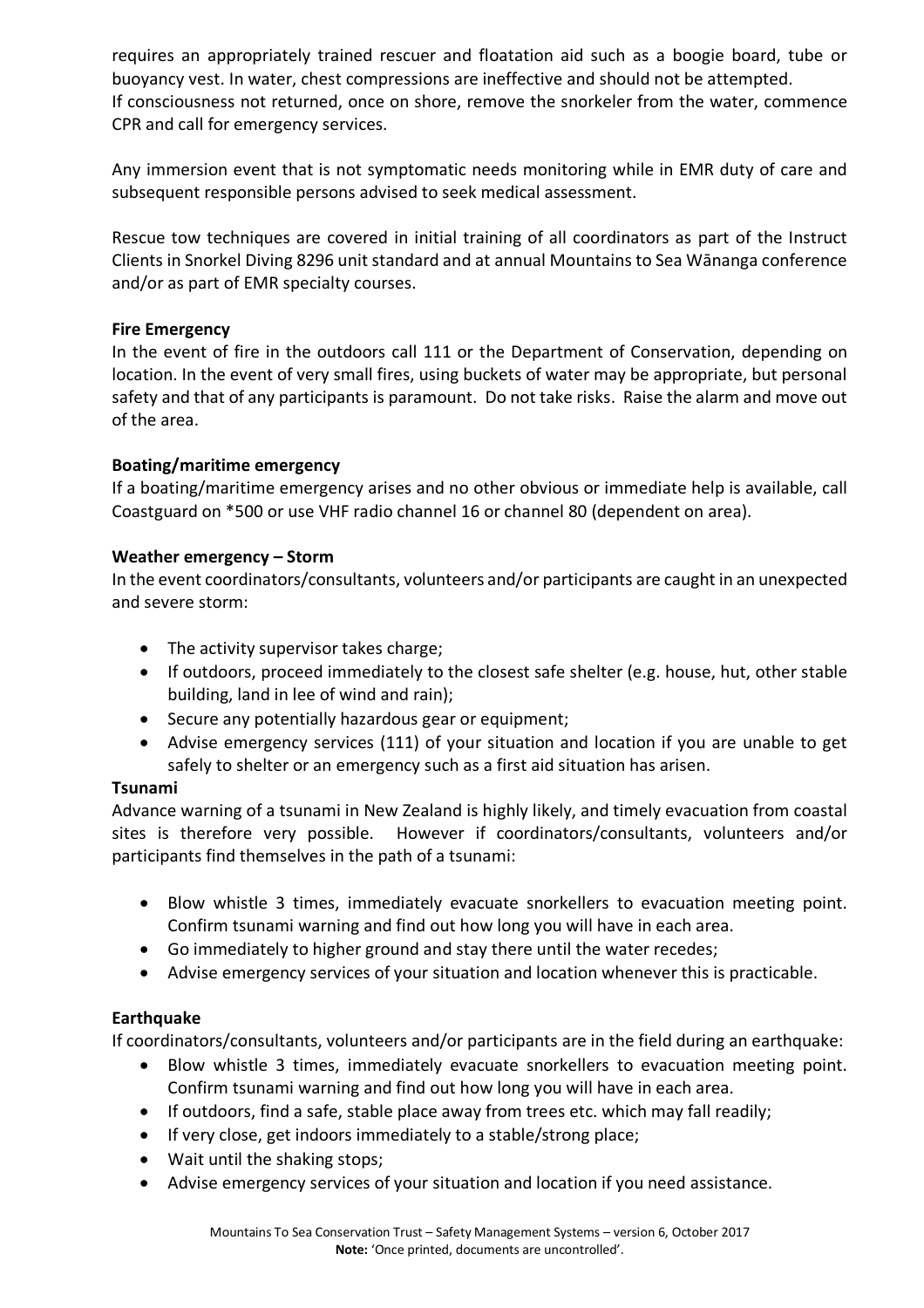requires an appropriately trained rescuer and floatation aid such as a boogie board, tube or buoyancy vest. In water, chest compressions are ineffective and should not be attempted.
If consciousness not returned, once on shore, remove the snorkeler from the water, commence CPR and call for emergency services.

Any immersion event that is not symptomatic needs monitoring while in EMR duty of care and subsequent responsible persons advised to seek medical assessment.

Rescue tow techniques are covered in initial training of all coordinators as part of the Instruct Clients in Snorkel Diving 8296 unit standard and at annual Mountains to Sea Wānanga conference and/or as part of EMR specialty courses.

**Fire Emergency**

In the event of fire in the outdoors call 111 or the Department of Conservation, depending on location. In the event of very small fires, using buckets of water may be appropriate, but personal safety and that of any participants is paramount. Do not take risks. Raise the alarm and move out of the area.

**Boating/maritime emergency**

If a boating/maritime emergency arises and no other obvious or immediate help is available, call Coastguard on *500 or use VHF radio channel 16 or channel 80 (dependent on area).

**Weather emergency – Storm**

In the event coordinators/consultants, volunteers and/or participants are caught in an unexpected and severe storm:

- The activity supervisor takes charge;
- If outdoors, proceed immediately to the closest safe shelter (e.g. house, hut, other stable building, land in lee of wind and rain);
- Secure any potentially hazardous gear or equipment;
- Advise emergency services (111) of your situation and location if you are unable to get safely to shelter or an emergency such as a first aid situation has arisen.

**Tsunami**

Advance warning of a tsunami in New Zealand is highly likely, and timely evacuation from coastal sites is therefore very possible. However if coordinators/consultants, volunteers and/or participants find themselves in the path of a tsunami:

- Blow whistle 3 times, immediately evacuate snorkellers to evacuation meeting point. Confirm tsunami warning and find out how long you will have in each area.
- Go immediately to higher ground and stay there until the water recedes;
- Advise emergency services of your situation and location whenever this is practicable.

**Earthquake**

If coordinators/consultants, volunteers and/or participants are in the field during an earthquake:

- Blow whistle 3 times, immediately evacuate snorkellers to evacuation meeting point. Confirm tsunami warning and find out how long you will have in each area.
- If outdoors, find a safe, stable place away from trees etc. which may fall readily;
- If very close, get indoors immediately to a stable/strong place;
- Wait until the shaking stops;
- Advise emergency services of your situation and location if you need assistance.